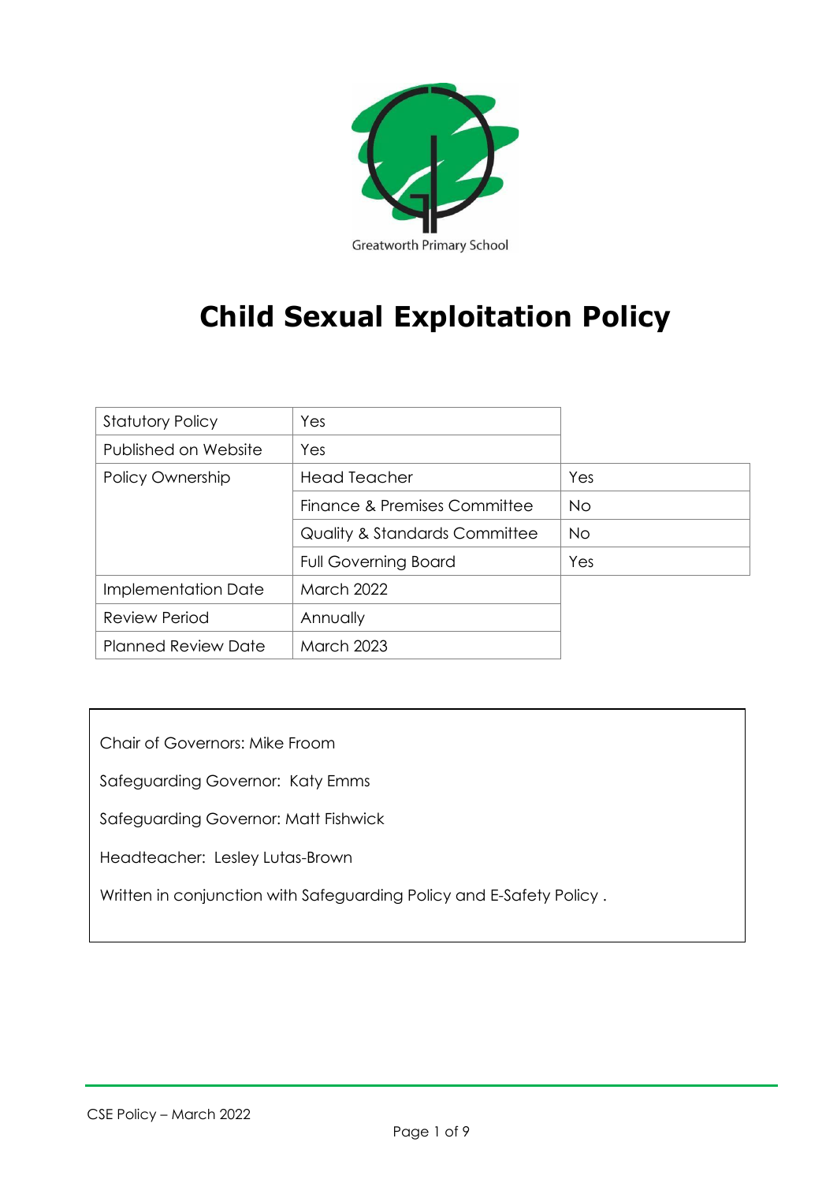Greatworth Primary School

# Child Sexual Exploitation Policy

| | | |
|---|---|---|
| Statutory Policy | Yes | |
| Published on Website | Yes | |
| Policy Ownership | Head Teacher | Yes |
| | Finance & Premises Committee | No |
| | Quality & Standards Committee | No |
| | Full Governing Board | Yes |
| Implementation Date | March 2022 | |
| Review Period | Annually | |
| Planned Review Date | March 2023 | |

Chair of Governors: Mike Froom

Safeguarding Governor: Katy Emms

Safeguarding Governor: Matt Fishwick

Headteacher: Lesley Lutas-Brown

Written in conjunction with Safeguarding Policy and E-Safety Policy .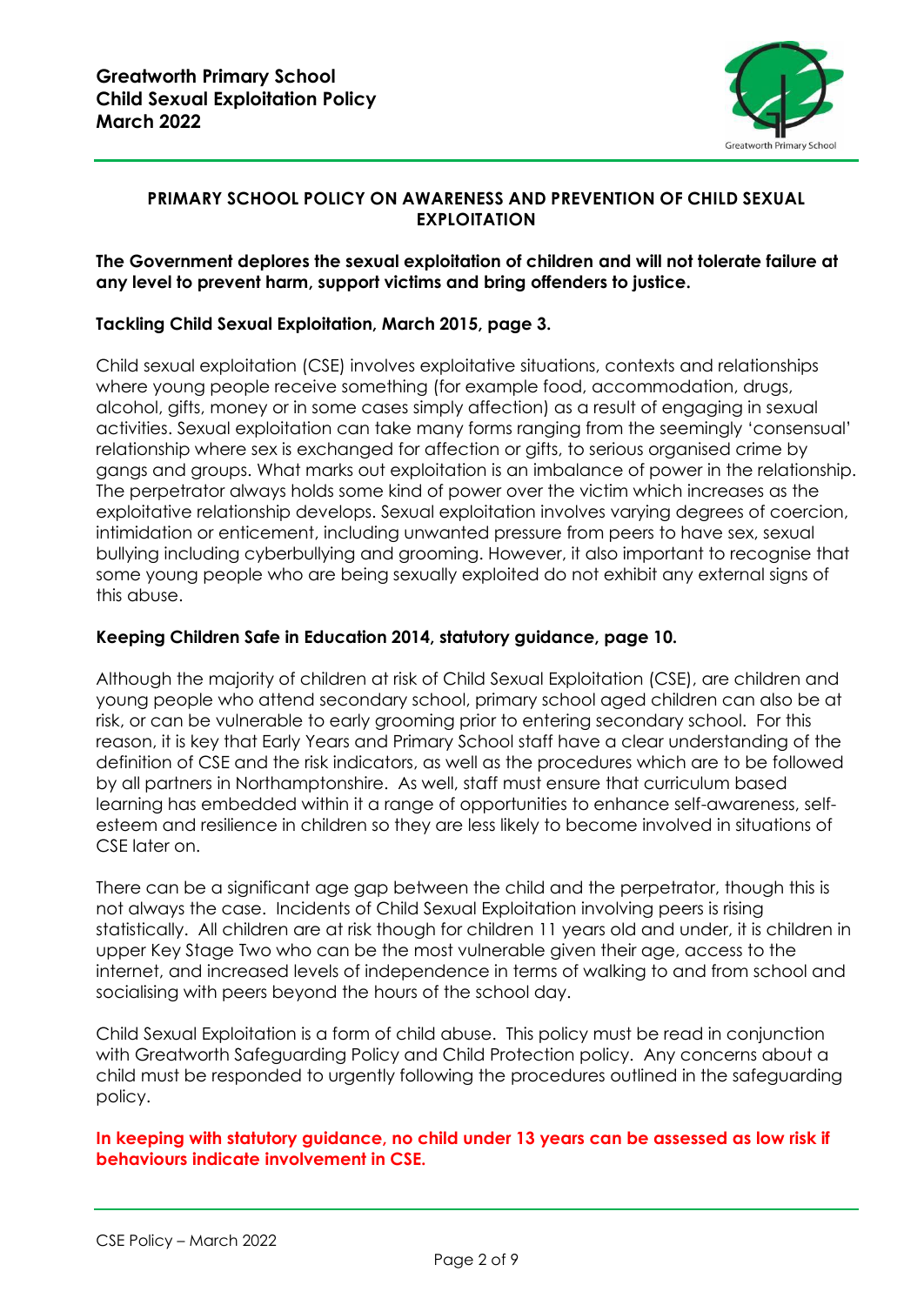**Greatworth Primary School**
**Child Sexual Exploitation Policy**
**March 2022**

## PRIMARY SCHOOL POLICY ON AWARENESS AND PREVENTION OF CHILD SEXUAL EXPLOITATION

**The Government deplores the sexual exploitation of children and will not tolerate failure at any level to prevent harm, support victims and bring offenders to justice.**

**Tackling Child Sexual Exploitation, March 2015, page 3.**

Child sexual exploitation (CSE) involves exploitative situations, contexts and relationships where young people receive something (for example food, accommodation, drugs, alcohol, gifts, money or in some cases simply affection) as a result of engaging in sexual activities. Sexual exploitation can take many forms ranging from the seemingly 'consensual' relationship where sex is exchanged for affection or gifts, to serious organised crime by gangs and groups. What marks out exploitation is an imbalance of power in the relationship. The perpetrator always holds some kind of power over the victim which increases as the exploitative relationship develops. Sexual exploitation involves varying degrees of coercion, intimidation or enticement, including unwanted pressure from peers to have sex, sexual bullying including cyberbullying and grooming. However, it also important to recognise that some young people who are being sexually exploited do not exhibit any external signs of this abuse.

**Keeping Children Safe in Education 2014, statutory guidance, page 10.**

Although the majority of children at risk of Child Sexual Exploitation (CSE), are children and young people who attend secondary school, primary school aged children can also be at risk, or can be vulnerable to early grooming prior to entering secondary school. For this reason, it is key that Early Years and Primary School staff have a clear understanding of the definition of CSE and the risk indicators, as well as the procedures which are to be followed by all partners in Northamptonshire. As well, staff must ensure that curriculum based learning has embedded within it a range of opportunities to enhance self-awareness, self-esteem and resilience in children so they are less likely to become involved in situations of CSE later on.

There can be a significant age gap between the child and the perpetrator, though this is not always the case. Incidents of Child Sexual Exploitation involving peers is rising statistically. All children are at risk though for children 11 years old and under, it is children in upper Key Stage Two who can be the most vulnerable given their age, access to the internet, and increased levels of independence in terms of walking to and from school and socialising with peers beyond the hours of the school day.

Child Sexual Exploitation is a form of child abuse. This policy must be read in conjunction with Greatworth Safeguarding Policy and Child Protection policy. Any concerns about a child must be responded to urgently following the procedures outlined in the safeguarding policy.

**In keeping with statutory guidance, no child under 13 years can be assessed as low risk if behaviours indicate involvement in CSE.**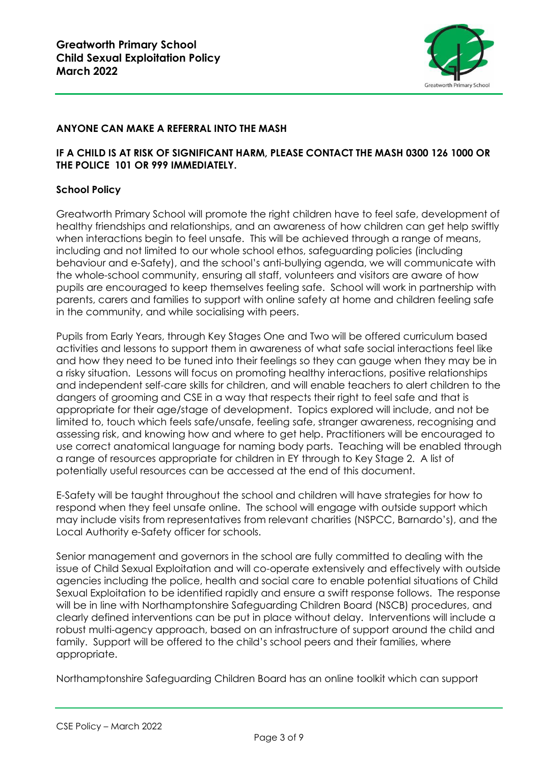**ANYONE CAN MAKE A REFERRAL INTO THE MASH**

**IF A CHILD IS AT RISK OF SIGNIFICANT HARM, PLEASE CONTACT THE MASH 0300 126 1000 OR THE POLICE 101 OR 999 IMMEDIATELY.**

**School Policy**

Greatworth Primary School will promote the right children have to feel safe, development of healthy friendships and relationships, and an awareness of how children can get help swiftly when interactions begin to feel unsafe. This will be achieved through a range of means, including and not limited to our whole school ethos, safeguarding policies (including behaviour and e-Safety), and the school's anti-bullying agenda, we will communicate with the whole-school community, ensuring all staff, volunteers and visitors are aware of how pupils are encouraged to keep themselves feeling safe. School will work in partnership with parents, carers and families to support with online safety at home and children feeling safe in the community, and while socialising with peers.

Pupils from Early Years, through Key Stages One and Two will be offered curriculum based activities and lessons to support them in awareness of what safe social interactions feel like and how they need to be tuned into their feelings so they can gauge when they may be in a risky situation. Lessons will focus on promoting healthy interactions, positive relationships and independent self-care skills for children, and will enable teachers to alert children to the dangers of grooming and CSE in a way that respects their right to feel safe and that is appropriate for their age/stage of development. Topics explored will include, and not be limited to, touch which feels safe/unsafe, feeling safe, stranger awareness, recognising and assessing risk, and knowing how and where to get help. Practitioners will be encouraged to use correct anatomical language for naming body parts. Teaching will be enabled through a range of resources appropriate for children in EY through to Key Stage 2. A list of potentially useful resources can be accessed at the end of this document.

E-Safety will be taught throughout the school and children will have strategies for how to respond when they feel unsafe online. The school will engage with outside support which may include visits from representatives from relevant charities (NSPCC, Barnardo's), and the Local Authority e-Safety officer for schools.

Senior management and governors in the school are fully committed to dealing with the issue of Child Sexual Exploitation and will co-operate extensively and effectively with outside agencies including the police, health and social care to enable potential situations of Child Sexual Exploitation to be identified rapidly and ensure a swift response follows. The response will be in line with Northamptonshire Safeguarding Children Board (NSCB) procedures, and clearly defined interventions can be put in place without delay. Interventions will include a robust multi-agency approach, based on an infrastructure of support around the child and family. Support will be offered to the child's school peers and their families, where appropriate.

Northamptonshire Safeguarding Children Board has an online toolkit which can support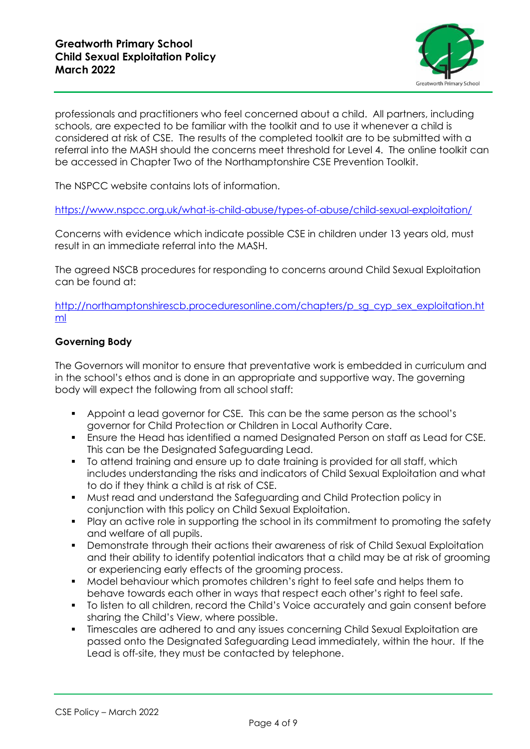professionals and practitioners who feel concerned about a child. All partners, including schools, are expected to be familiar with the toolkit and to use it whenever a child is considered at risk of CSE. The results of the completed toolkit are to be submitted with a referral into the MASH should the concerns meet threshold for Level 4. The online toolkit can be accessed in Chapter Two of the Northamptonshire CSE Prevention Toolkit.

The NSPCC website contains lots of information.

https://www.nspcc.org.uk/what-is-child-abuse/types-of-abuse/child-sexual-exploitation/

Concerns with evidence which indicate possible CSE in children under 13 years old, must result in an immediate referral into the MASH.

The agreed NSCB procedures for responding to concerns around Child Sexual Exploitation can be found at:

http://northamptonshirescb.proceduresonline.com/chapters/p_sg_cyp_sex_exploitation.html

**Governing Body**

The Governors will monitor to ensure that preventative work is embedded in curriculum and in the school's ethos and is done in an appropriate and supportive way. The governing body will expect the following from all school staff:

- Appoint a lead governor for CSE. This can be the same person as the school's governor for Child Protection or Children in Local Authority Care.
- Ensure the Head has identified a named Designated Person on staff as Lead for CSE. This can be the Designated Safeguarding Lead.
- To attend training and ensure up to date training is provided for all staff, which includes understanding the risks and indicators of Child Sexual Exploitation and what to do if they think a child is at risk of CSE.
- Must read and understand the Safeguarding and Child Protection policy in conjunction with this policy on Child Sexual Exploitation.
- Play an active role in supporting the school in its commitment to promoting the safety and welfare of all pupils.
- Demonstrate through their actions their awareness of risk of Child Sexual Exploitation and their ability to identify potential indicators that a child may be at risk of grooming or experiencing early effects of the grooming process.
- Model behaviour which promotes children's right to feel safe and helps them to behave towards each other in ways that respect each other's right to feel safe.
- To listen to all children, record the Child's Voice accurately and gain consent before sharing the Child's View, where possible.
- Timescales are adhered to and any issues concerning Child Sexual Exploitation are passed onto the Designated Safeguarding Lead immediately, within the hour. If the Lead is off-site, they must be contacted by telephone.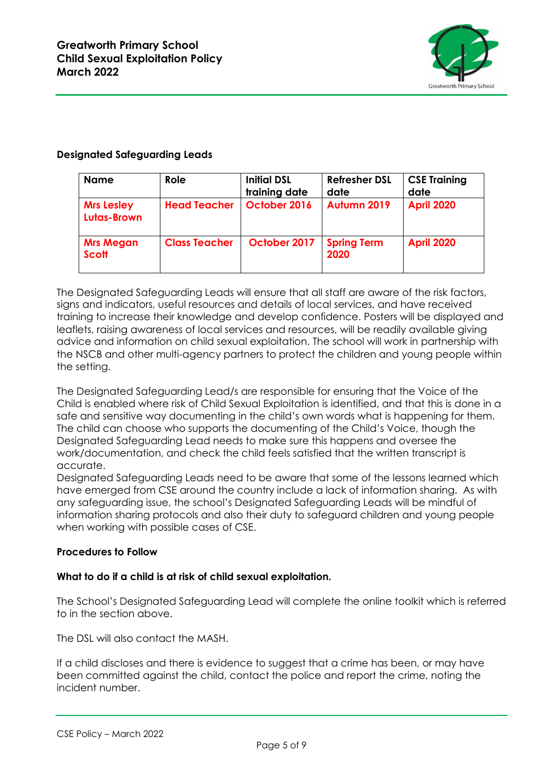### Designated Safeguarding Leads

| Name | Role | Initial DSL training date | Refresher DSL date | CSE Training date |
|---|---|---|---|---|
| Mrs Lesley Lutas-Brown | Head Teacher | October 2016 | Autumn 2019 | April 2020 |
| Mrs Megan Scott | Class Teacher | October 2017 | Spring Term 2020 | April 2020 |

The Designated Safeguarding Leads will ensure that all staff are aware of the risk factors, signs and indicators, useful resources and details of local services, and have received training to increase their knowledge and develop confidence. Posters will be displayed and leaflets, raising awareness of local services and resources, will be readily available giving advice and information on child sexual exploitation. The school will work in partnership with the NSCB and other multi-agency partners to protect the children and young people within the setting.

The Designated Safeguarding Lead/s are responsible for ensuring that the Voice of the Child is enabled where risk of Child Sexual Exploitation is identified, and that this is done in a safe and sensitive way documenting in the child's own words what is happening for them. The child can choose who supports the documenting of the Child's Voice, though the Designated Safeguarding Lead needs to make sure this happens and oversee the work/documentation, and check the child feels satisfied that the written transcript is accurate.
Designated Safeguarding Leads need to be aware that some of the lessons learned which have emerged from CSE around the country include a lack of information sharing. As with any safeguarding issue, the school's Designated Safeguarding Leads will be mindful of information sharing protocols and also their duty to safeguard children and young people when working with possible cases of CSE.

### Procedures to Follow

### What to do if a child is at risk of child sexual exploitation.

The School's Designated Safeguarding Lead will complete the online toolkit which is referred to in the section above.

The DSL will also contact the MASH.

If a child discloses and there is evidence to suggest that a crime has been, or may have been committed against the child, contact the police and report the crime, noting the incident number.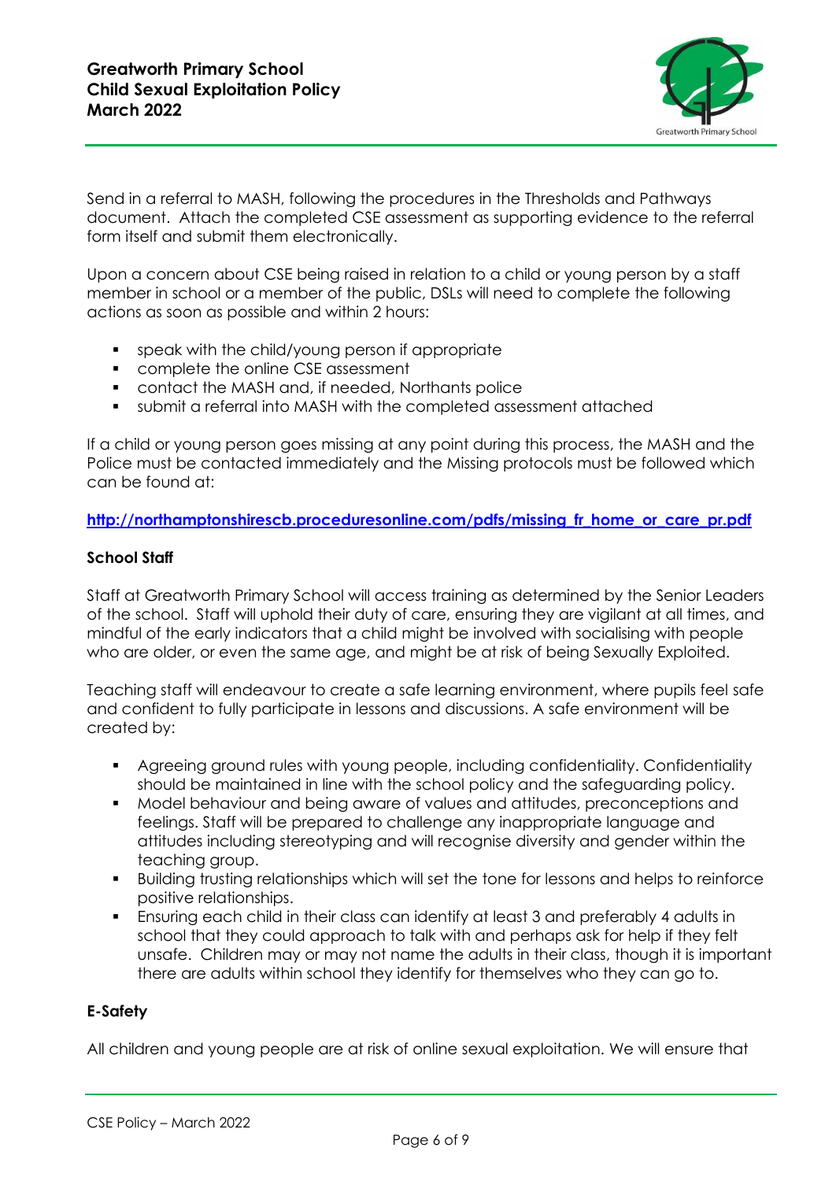Send in a referral to MASH, following the procedures in the Thresholds and Pathways document. Attach the completed CSE assessment as supporting evidence to the referral form itself and submit them electronically.

Upon a concern about CSE being raised in relation to a child or young person by a staff member in school or a member of the public, DSLs will need to complete the following actions as soon as possible and within 2 hours:

- speak with the child/young person if appropriate
- complete the online CSE assessment
- contact the MASH and, if needed, Northants police
- submit a referral into MASH with the completed assessment attached

If a child or young person goes missing at any point during this process, the MASH and the Police must be contacted immediately and the Missing protocols must be followed which can be found at:

**http://northamptonshirescb.proceduresonline.com/pdfs/missing_fr_home_or_care_pr.pdf**

#### School Staff

Staff at Greatworth Primary School will access training as determined by the Senior Leaders of the school. Staff will uphold their duty of care, ensuring they are vigilant at all times, and mindful of the early indicators that a child might be involved with socialising with people who are older, or even the same age, and might be at risk of being Sexually Exploited.

Teaching staff will endeavour to create a safe learning environment, where pupils feel safe and confident to fully participate in lessons and discussions. A safe environment will be created by:

- Agreeing ground rules with young people, including confidentiality. Confidentiality should be maintained in line with the school policy and the safeguarding policy.
- Model behaviour and being aware of values and attitudes, preconceptions and feelings. Staff will be prepared to challenge any inappropriate language and attitudes including stereotyping and will recognise diversity and gender within the teaching group.
- Building trusting relationships which will set the tone for lessons and helps to reinforce positive relationships.
- Ensuring each child in their class can identify at least 3 and preferably 4 adults in school that they could approach to talk with and perhaps ask for help if they felt unsafe. Children may or may not name the adults in their class, though it is important there are adults within school they identify for themselves who they can go to.

#### E-Safety

All children and young people are at risk of online sexual exploitation. We will ensure that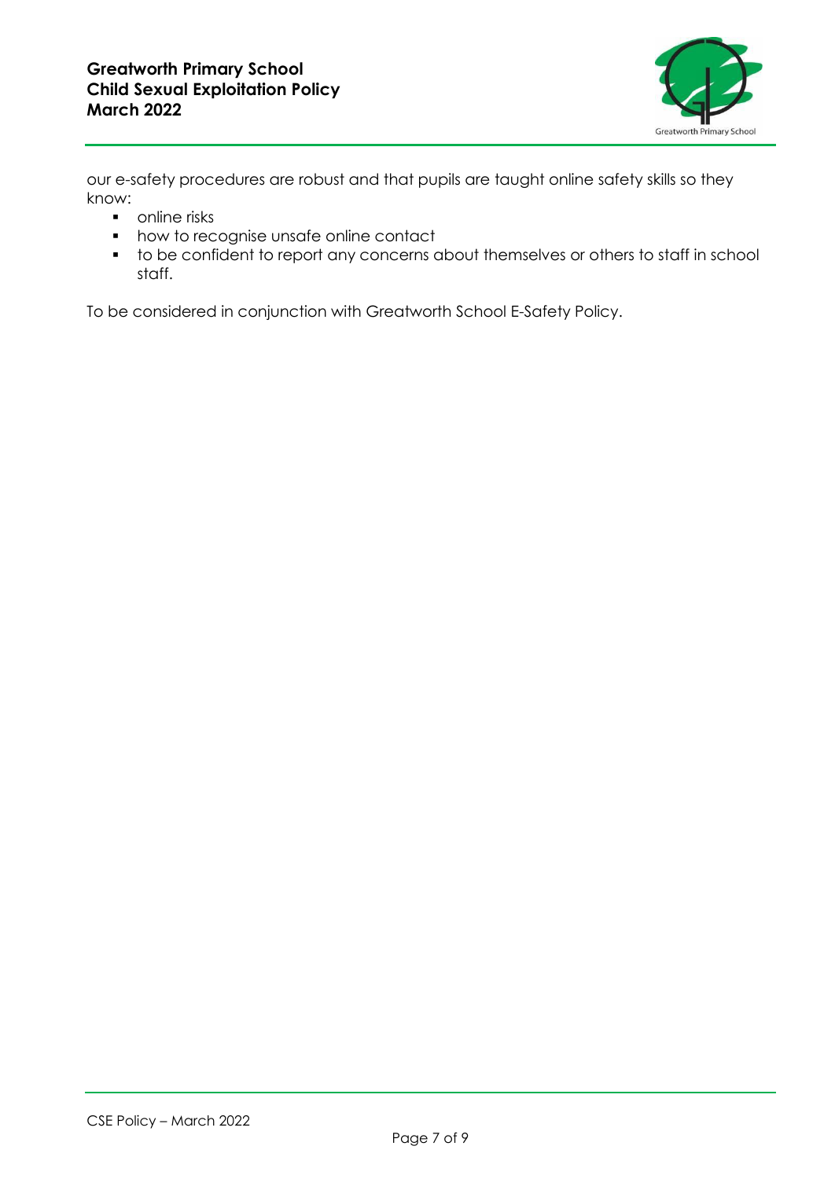our e-safety procedures are robust and that pupils are taught online safety skills so they know:

- online risks
- how to recognise unsafe online contact
- to be confident to report any concerns about themselves or others to staff in school staff.

To be considered in conjunction with Greatworth School E-Safety Policy.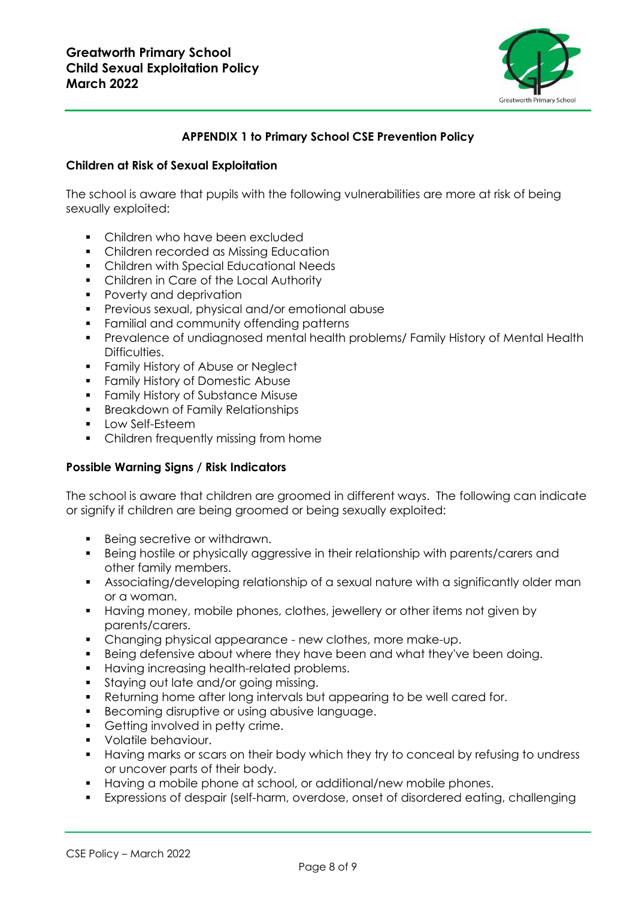### APPENDIX 1 to Primary School CSE Prevention Policy

#### Children at Risk of Sexual Exploitation

The school is aware that pupils with the following vulnerabilities are more at risk of being sexually exploited:

- Children who have been excluded
- Children recorded as Missing Education
- Children with Special Educational Needs
- Children in Care of the Local Authority
- Poverty and deprivation
- Previous sexual, physical and/or emotional abuse
- Familial and community offending patterns
- Prevalence of undiagnosed mental health problems/ Family History of Mental Health Difficulties.
- Family History of Abuse or Neglect
- Family History of Domestic Abuse
- Family History of Substance Misuse
- Breakdown of Family Relationships
- Low Self-Esteem
- Children frequently missing from home

#### Possible Warning Signs / Risk Indicators

The school is aware that children are groomed in different ways. The following can indicate or signify if children are being groomed or being sexually exploited:

- Being secretive or withdrawn.
- Being hostile or physically aggressive in their relationship with parents/carers and other family members.
- Associating/developing relationship of a sexual nature with a significantly older man or a woman.
- Having money, mobile phones, clothes, jewellery or other items not given by parents/carers.
- Changing physical appearance - new clothes, more make-up.
- Being defensive about where they have been and what they've been doing.
- Having increasing health-related problems.
- Staying out late and/or going missing.
- Returning home after long intervals but appearing to be well cared for.
- Becoming disruptive or using abusive language.
- Getting involved in petty crime.
- Volatile behaviour.
- Having marks or scars on their body which they try to conceal by refusing to undress or uncover parts of their body.
- Having a mobile phone at school, or additional/new mobile phones.
- Expressions of despair (self-harm, overdose, onset of disordered eating, challenging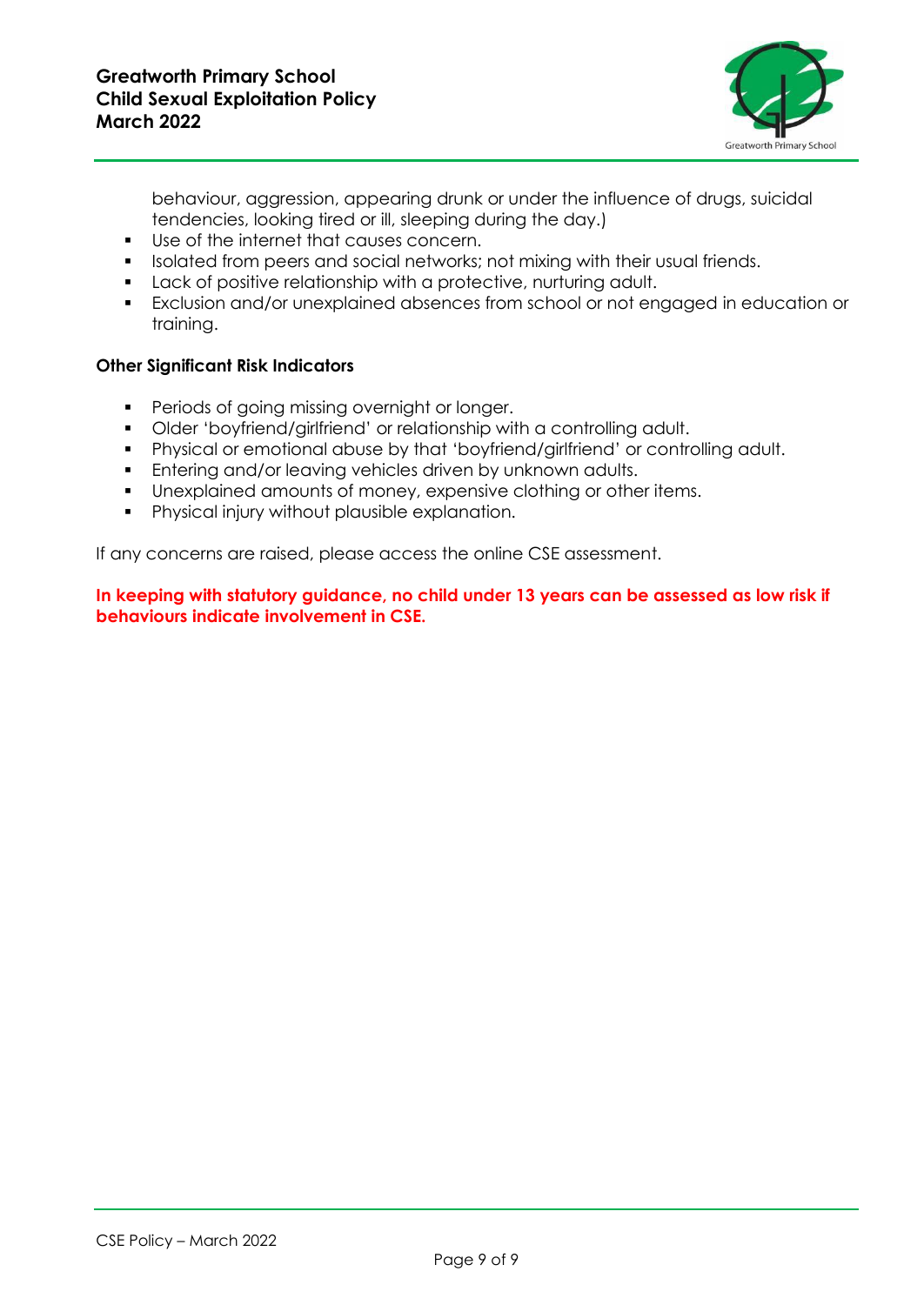behaviour, aggression, appearing drunk or under the influence of drugs, suicidal tendencies, looking tired or ill, sleeping during the day.)

- Use of the internet that causes concern.
- Isolated from peers and social networks; not mixing with their usual friends.
- Lack of positive relationship with a protective, nurturing adult.
- Exclusion and/or unexplained absences from school or not engaged in education or training.

**Other Significant Risk Indicators**

- Periods of going missing overnight or longer.
- Older 'boyfriend/girlfriend' or relationship with a controlling adult.
- Physical or emotional abuse by that 'boyfriend/girlfriend' or controlling adult.
- Entering and/or leaving vehicles driven by unknown adults.
- Unexplained amounts of money, expensive clothing or other items.
- Physical injury without plausible explanation.

If any concerns are raised, please access the online CSE assessment.

**In keeping with statutory guidance, no child under 13 years can be assessed as low risk if behaviours indicate involvement in CSE.**